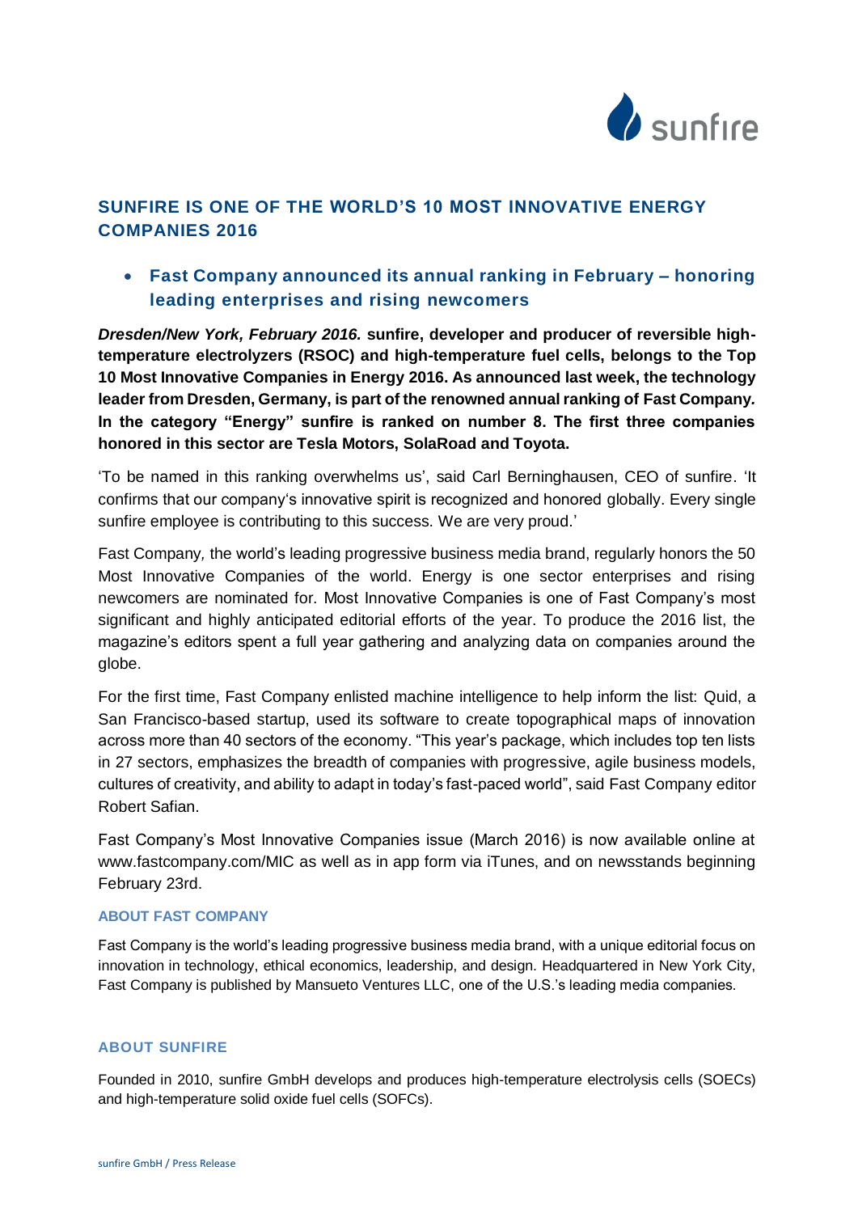# SUNFIRE IS ONE OF THE WORLD'S 10 MOST INNOVATIVE ENERGY COMPANIES 2016

- **Fast Company announced its annual ranking in February – honoring leading enterprises and rising newcomers**

***Dresden/New York, February 2016.*** **sunfire, developer and producer of reversible high-temperature electrolyzers (RSOC) and high-temperature fuel cells, belongs to the Top 10 Most Innovative Companies in Energy 2016. As announced last week, the technology leader from Dresden, Germany, is part of the renowned annual ranking of Fast Company*.* In the category "Energy" sunfire is ranked on number 8. The first three companies honored in this sector are Tesla Motors, SolaRoad and Toyota.**

'To be named in this ranking overwhelms us', said Carl Berninghausen, CEO of sunfire. 'It confirms that our company's innovative spirit is recognized and honored globally. Every single sunfire employee is contributing to this success. We are very proud.'

Fast Company*,* the world's leading progressive business media brand, regularly honors the 50 Most Innovative Companies of the world. Energy is one sector enterprises and rising newcomers are nominated for. Most Innovative Companies is one of Fast Company's most significant and highly anticipated editorial efforts of the year. To produce the 2016 list, the magazine's editors spent a full year gathering and analyzing data on companies around the globe.

For the first time, Fast Company enlisted machine intelligence to help inform the list: Quid, a San Francisco-based startup, used its software to create topographical maps of innovation across more than 40 sectors of the economy. "This year's package, which includes top ten lists in 27 sectors, emphasizes the breadth of companies with progressive, agile business models, cultures of creativity, and ability to adapt in today's fast-paced world", said Fast Company editor Robert Safian.

Fast Company's Most Innovative Companies issue (March 2016) is now available online at www.fastcompany.com/MIC as well as in app form via iTunes, and on newsstands beginning February 23rd.

## ABOUT FAST COMPANY

Fast Company is the world's leading progressive business media brand, with a unique editorial focus on innovation in technology, ethical economics, leadership, and design. Headquartered in New York City, Fast Company is published by Mansueto Ventures LLC, one of the U.S.'s leading media companies.

## ABOUT SUNFIRE

Founded in 2010, sunfire GmbH develops and produces high-temperature electrolysis cells (SOECs) and high-temperature solid oxide fuel cells (SOFCs).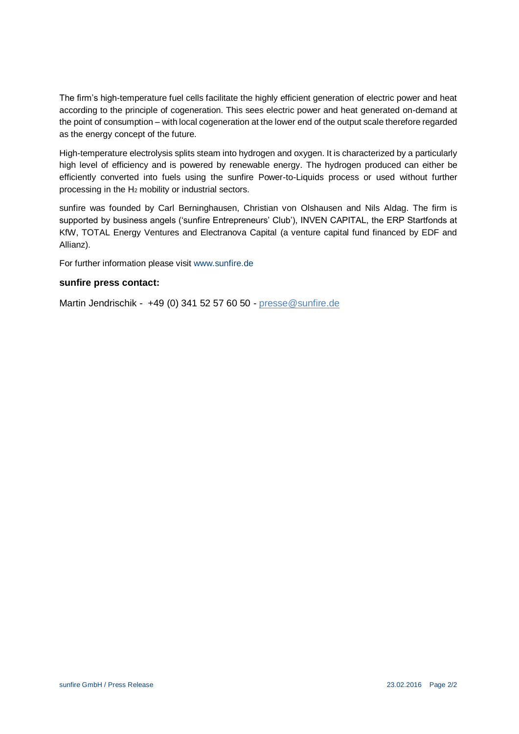The firm’s high-temperature fuel cells facilitate the highly efficient generation of electric power and heat according to the principle of cogeneration. This sees electric power and heat generated on-demand at the point of consumption – with local cogeneration at the lower end of the output scale therefore regarded as the energy concept of the future.

High-temperature electrolysis splits steam into hydrogen and oxygen. It is characterized by a particularly high level of efficiency and is powered by renewable energy. The hydrogen produced can either be efficiently converted into fuels using the sunfire Power-to-Liquids process or used without further processing in the $H_2$ mobility or industrial sectors.

sunfire was founded by Carl Berninghausen, Christian von Olshausen and Nils Aldag. The firm is supported by business angels (‘sunfire Entrepreneurs’ Club’), INVEN CAPITAL, the ERP Startfonds at KfW, TOTAL Energy Ventures and Electranova Capital (a venture capital fund financed by EDF and Allianz).

For further information please visit www.sunfire.de

**sunfire press contact:**

Martin Jendrischik - +49 (0) 341 52 57 60 50 - presse@sunfire.de